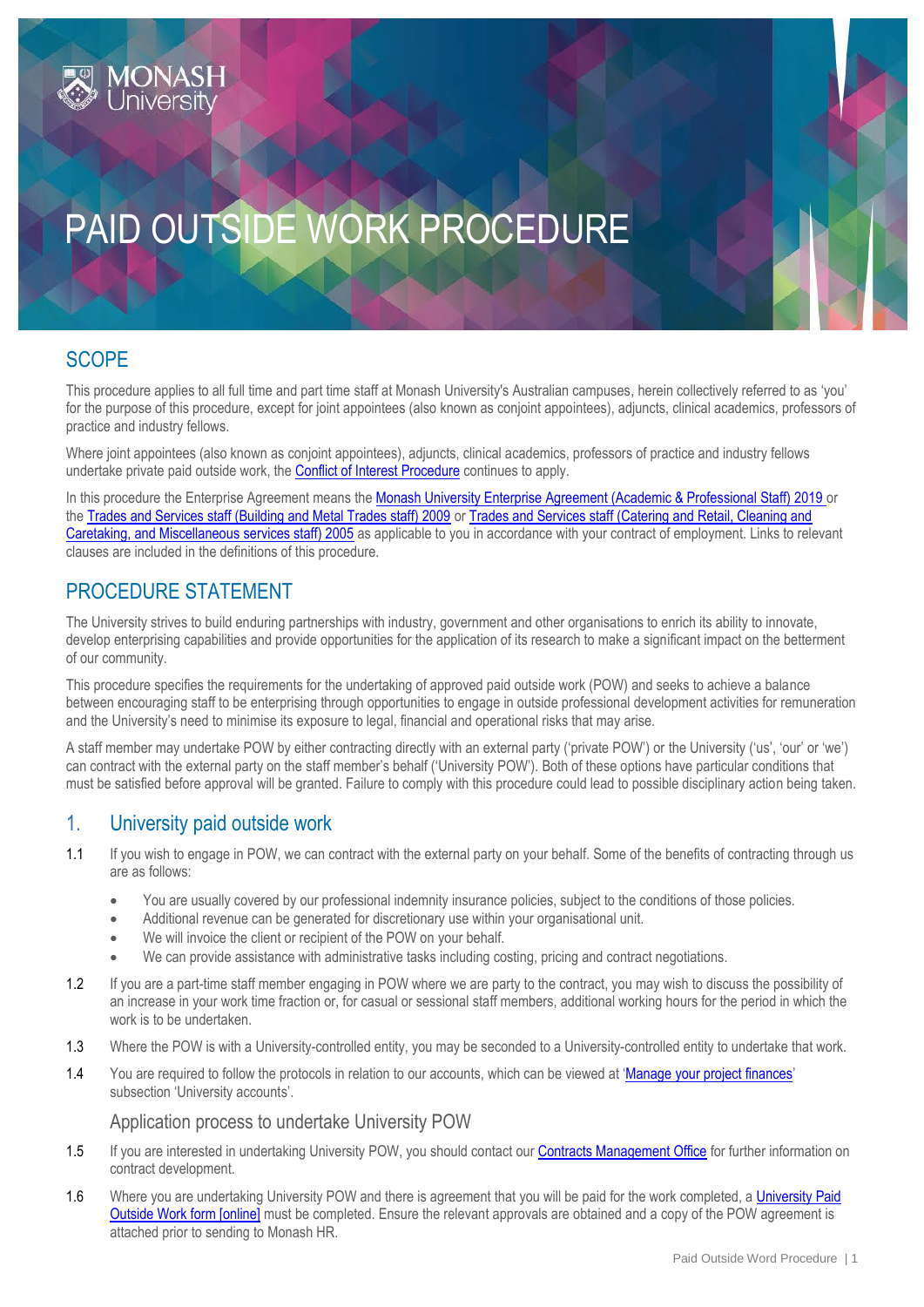# PAID OUTSIDE WORK PROCEDURE

## SCOPE

This procedure applies to all full time and part time staff at Monash University's Australian campuses, herein collectively referred to as 'you' for the purpose of this procedure, except for joint appointees (also known as conjoint appointees), adjuncts, clinical academics, professors of practice and industry fellows.

Where joint appointees (also known as conjoint appointees), adjuncts, clinical academics, professors of practice and industry fellows undertake private paid outside work, the Conflict of Interest Procedure continues to apply.

In this procedure the Enterprise Agreement means the Monash University Enterprise Agreement (Academic & Professional Staff) 2019 or the Trades and Services staff (Building and Metal Trades staff) 2009 or Trades and Services staff (Catering and Retail, Cleaning and Caretaking, and Miscellaneous services staff) 2005 as applicable to you in accordance with your contract of employment. Links to relevant clauses are included in the definitions of this procedure.

## PROCEDURE STATEMENT

The University strives to build enduring partnerships with industry, government and other organisations to enrich its ability to innovate, develop enterprising capabilities and provide opportunities for the application of its research to make a significant impact on the betterment of our community.

This procedure specifies the requirements for the undertaking of approved paid outside work (POW) and seeks to achieve a balance between encouraging staff to be enterprising through opportunities to engage in outside professional development activities for remuneration and the University's need to minimise its exposure to legal, financial and operational risks that may arise.

A staff member may undertake POW by either contracting directly with an external party ('private POW') or the University ('us', 'our' or 'we') can contract with the external party on the staff member's behalf ('University POW'). Both of these options have particular conditions that must be satisfied before approval will be granted. Failure to comply with this procedure could lead to possible disciplinary action being taken.

## 1. University paid outside work

1.1 If you wish to engage in POW, we can contract with the external party on your behalf. Some of the benefits of contracting through us are as follows:

- You are usually covered by our professional indemnity insurance policies, subject to the conditions of those policies.
- Additional revenue can be generated for discretionary use within your organisational unit.
- We will invoice the client or recipient of the POW on your behalf.
- We can provide assistance with administrative tasks including costing, pricing and contract negotiations.

1.2 If you are a part-time staff member engaging in POW where we are party to the contract, you may wish to discuss the possibility of an increase in your work time fraction or, for casual or sessional staff members, additional working hours for the period in which the work is to be undertaken.

1.3 Where the POW is with a University-controlled entity, you may be seconded to a University-controlled entity to undertake that work.

1.4 You are required to follow the protocols in relation to our accounts, which can be viewed at 'Manage your project finances' subsection 'University accounts'.

### Application process to undertake University POW

1.5 If you are interested in undertaking University POW, you should contact our Contracts Management Office for further information on contract development.

1.6 Where you are undertaking University POW and there is agreement that you will be paid for the work completed, a University Paid Outside Work form [online] must be completed. Ensure the relevant approvals are obtained and a copy of the POW agreement is attached prior to sending to Monash HR.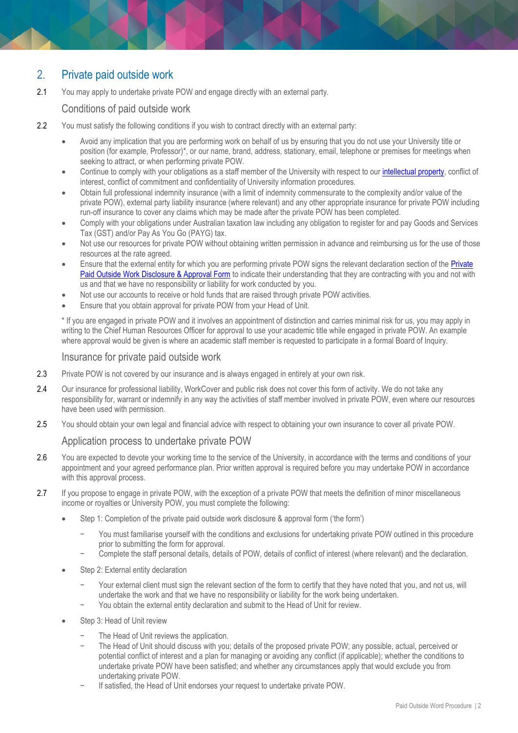## 2. Private paid outside work

2.1 You may apply to undertake private POW and engage directly with an external party.

### Conditions of paid outside work

2.2 You must satisfy the following conditions if you wish to contract directly with an external party:

- Avoid any implication that you are performing work on behalf of us by ensuring that you do not use your University title or position (for example, Professor)*, or our name, brand, address, stationary, email, telephone or premises for meetings when seeking to attract, or when performing private POW.
- Continue to comply with your obligations as a staff member of the University with respect to our intellectual property, conflict of interest, conflict of commitment and confidentiality of University information procedures.
- Obtain full professional indemnity insurance (with a limit of indemnity commensurate to the complexity and/or value of the private POW), external party liability insurance (where relevant) and any other appropriate insurance for private POW including run-off insurance to cover any claims which may be made after the private POW has been completed.
- Comply with your obligations under Australian taxation law including any obligation to register for and pay Goods and Services Tax (GST) and/or Pay As You Go (PAYG) tax.
- Not use our resources for private POW without obtaining written permission in advance and reimbursing us for the use of those resources at the rate agreed.
- Ensure that the external entity for which you are performing private POW signs the relevant declaration section of the Private Paid Outside Work Disclosure & Approval Form to indicate their understanding that they are contracting with you and not with us and that we have no responsibility or liability for work conducted by you.
- Not use our accounts to receive or hold funds that are raised through private POW activities.
- Ensure that you obtain approval for private POW from your Head of Unit.

* If you are engaged in private POW and it involves an appointment of distinction and carries minimal risk for us, you may apply in writing to the Chief Human Resources Officer for approval to use your academic title while engaged in private POW. An example where approval would be given is where an academic staff member is requested to participate in a formal Board of Inquiry.

### Insurance for private paid outside work

2.3 Private POW is not covered by our insurance and is always engaged in entirely at your own risk.

2.4 Our insurance for professional liability, WorkCover and public risk does not cover this form of activity. We do not take any responsibility for, warrant or indemnify in any way the activities of staff member involved in private POW, even where our resources have been used with permission.

2.5 You should obtain your own legal and financial advice with respect to obtaining your own insurance to cover all private POW.

### Application process to undertake private POW

2.6 You are expected to devote your working time to the service of the University, in accordance with the terms and conditions of your appointment and your agreed performance plan. Prior written approval is required before you may undertake POW in accordance with this approval process.

2.7 If you propose to engage in private POW, with the exception of a private POW that meets the definition of minor miscellaneous income or royalties or University POW, you must complete the following:

- Step 1: Completion of the private paid outside work disclosure & approval form ('the form')
  - You must familiarise yourself with the conditions and exclusions for undertaking private POW outlined in this procedure prior to submitting the form for approval.
  - Complete the staff personal details, details of POW, details of conflict of interest (where relevant) and the declaration.
- Step 2: External entity declaration
  - Your external client must sign the relevant section of the form to certify that they have noted that you, and not us, will undertake the work and that we have no responsibility or liability for the work being undertaken.
  - You obtain the external entity declaration and submit to the Head of Unit for review.
- Step 3: Head of Unit review
  - The Head of Unit reviews the application.
  - The Head of Unit should discuss with you; details of the proposed private POW; any possible, actual, perceived or potential conflict of interest and a plan for managing or avoiding any conflict (if applicable); whether the conditions to undertake private POW have been satisfied; and whether any circumstances apply that would exclude you from undertaking private POW.
  - If satisfied, the Head of Unit endorses your request to undertake private POW.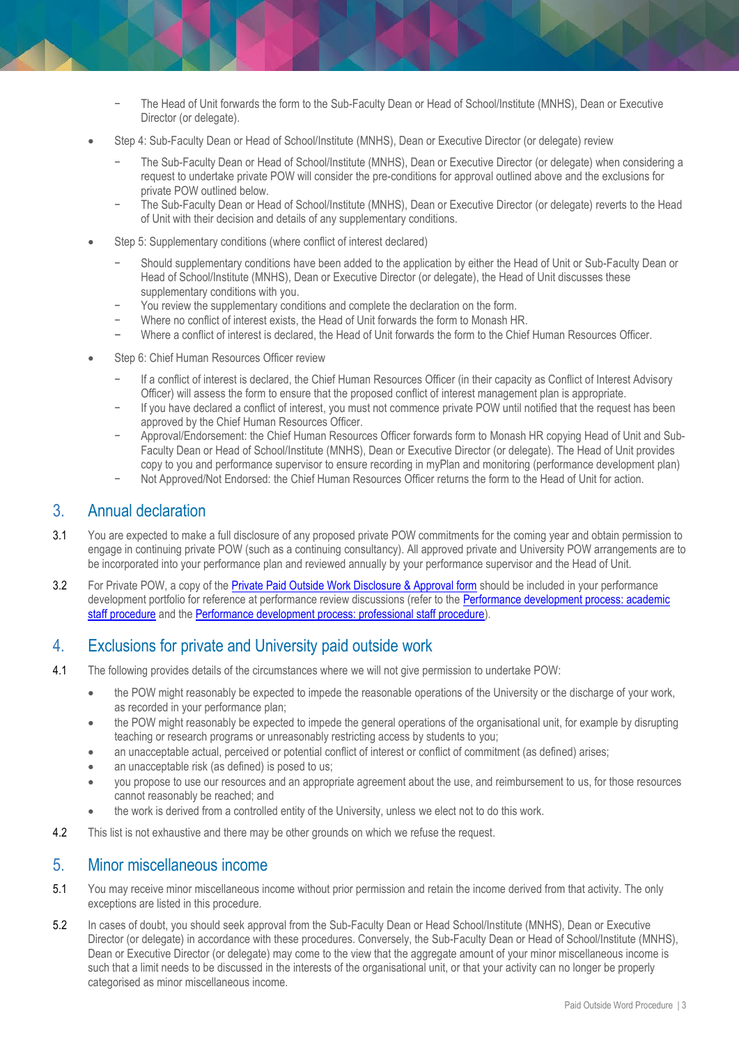- The Head of Unit forwards the form to the Sub-Faculty Dean or Head of School/Institute (MNHS), Dean or Executive Director (or delegate).

- Step 4: Sub-Faculty Dean or Head of School/Institute (MNHS), Dean or Executive Director (or delegate) review
  - The Sub-Faculty Dean or Head of School/Institute (MNHS), Dean or Executive Director (or delegate) when considering a request to undertake private POW will consider the pre-conditions for approval outlined above and the exclusions for private POW outlined below.
  - The Sub-Faculty Dean or Head of School/Institute (MNHS), Dean or Executive Director (or delegate) reverts to the Head of Unit with their decision and details of any supplementary conditions.

- Step 5: Supplementary conditions (where conflict of interest declared)
  - Should supplementary conditions have been added to the application by either the Head of Unit or Sub-Faculty Dean or Head of School/Institute (MNHS), Dean or Executive Director (or delegate), the Head of Unit discusses these supplementary conditions with you.
  - You review the supplementary conditions and complete the declaration on the form.
  - Where no conflict of interest exists, the Head of Unit forwards the form to Monash HR.
  - Where a conflict of interest is declared, the Head of Unit forwards the form to the Chief Human Resources Officer.

- Step 6: Chief Human Resources Officer review
  - If a conflict of interest is declared, the Chief Human Resources Officer (in their capacity as Conflict of Interest Advisory Officer) will assess the form to ensure that the proposed conflict of interest management plan is appropriate.
  - If you have declared a conflict of interest, you must not commence private POW until notified that the request has been approved by the Chief Human Resources Officer.
  - Approval/Endorsement: the Chief Human Resources Officer forwards form to Monash HR copying Head of Unit and Sub-Faculty Dean or Head of School/Institute (MNHS), Dean or Executive Director (or delegate). The Head of Unit provides copy to you and performance supervisor to ensure recording in myPlan and monitoring (performance development plan)
  - Not Approved/Not Endorsed: the Chief Human Resources Officer returns the form to the Head of Unit for action.

## 3. Annual declaration

3.1 You are expected to make a full disclosure of any proposed private POW commitments for the coming year and obtain permission to engage in continuing private POW (such as a continuing consultancy). All approved private and University POW arrangements are to be incorporated into your performance plan and reviewed annually by your performance supervisor and the Head of Unit.

3.2 For Private POW, a copy of the Private Paid Outside Work Disclosure & Approval form should be included in your performance development portfolio for reference at performance review discussions (refer to the Performance development process: academic staff procedure and the Performance development process: professional staff procedure).

## 4. Exclusions for private and University paid outside work

4.1 The following provides details of the circumstances where we will not give permission to undertake POW:

- the POW might reasonably be expected to impede the reasonable operations of the University or the discharge of your work, as recorded in your performance plan;
- the POW might reasonably be expected to impede the general operations of the organisational unit, for example by disrupting teaching or research programs or unreasonably restricting access by students to you;
- an unacceptable actual, perceived or potential conflict of interest or conflict of commitment (as defined) arises;
- an unacceptable risk (as defined) is posed to us;
- you propose to use our resources and an appropriate agreement about the use, and reimbursement to us, for those resources cannot reasonably be reached; and
- the work is derived from a controlled entity of the University, unless we elect not to do this work.

4.2 This list is not exhaustive and there may be other grounds on which we refuse the request.

## 5. Minor miscellaneous income

5.1 You may receive minor miscellaneous income without prior permission and retain the income derived from that activity. The only exceptions are listed in this procedure.

5.2 In cases of doubt, you should seek approval from the Sub-Faculty Dean or Head School/Institute (MNHS), Dean or Executive Director (or delegate) in accordance with these procedures. Conversely, the Sub-Faculty Dean or Head of School/Institute (MNHS), Dean or Executive Director (or delegate) may come to the view that the aggregate amount of your minor miscellaneous income is such that a limit needs to be discussed in the interests of the organisational unit, or that your activity can no longer be properly categorised as minor miscellaneous income.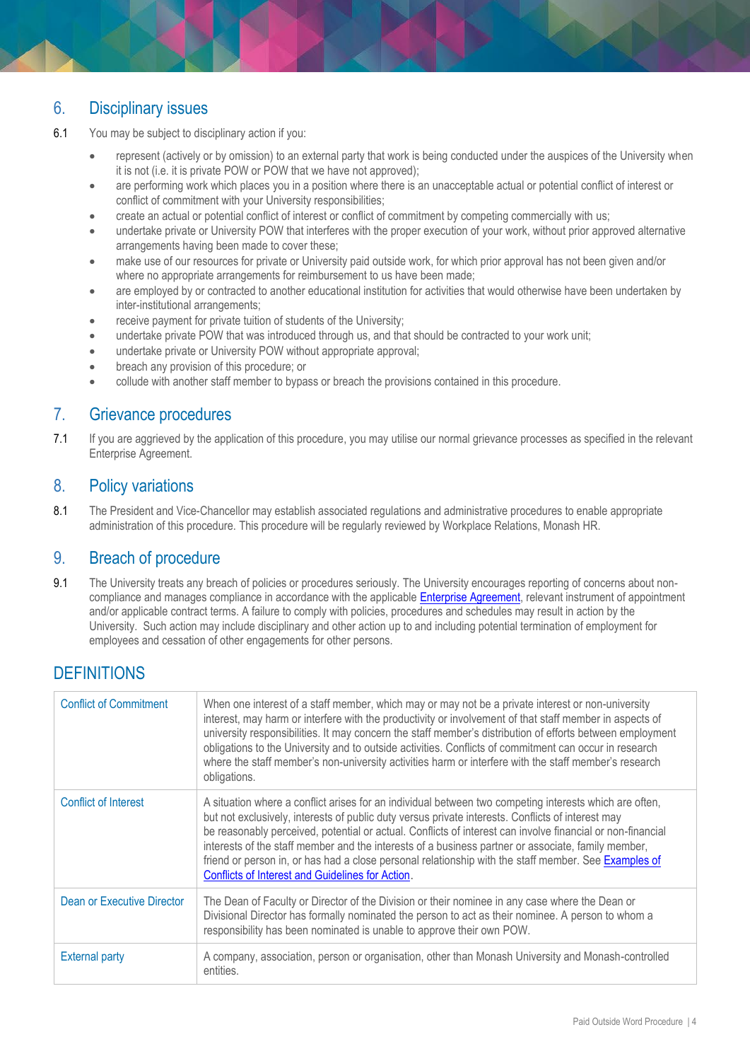## 6. Disciplinary issues

6.1 You may be subject to disciplinary action if you:

- represent (actively or by omission) to an external party that work is being conducted under the auspices of the University when it is not (i.e. it is private POW or POW that we have not approved);
- are performing work which places you in a position where there is an unacceptable actual or potential conflict of interest or conflict of commitment with your University responsibilities;
- create an actual or potential conflict of interest or conflict of commitment by competing commercially with us;
- undertake private or University POW that interferes with the proper execution of your work, without prior approved alternative arrangements having been made to cover these;
- make use of our resources for private or University paid outside work, for which prior approval has not been given and/or where no appropriate arrangements for reimbursement to us have been made;
- are employed by or contracted to another educational institution for activities that would otherwise have been undertaken by inter-institutional arrangements;
- receive payment for private tuition of students of the University;
- undertake private POW that was introduced through us, and that should be contracted to your work unit;
- undertake private or University POW without appropriate approval;
- breach any provision of this procedure; or
- collude with another staff member to bypass or breach the provisions contained in this procedure.

## 7. Grievance procedures

7.1 If you are aggrieved by the application of this procedure, you may utilise our normal grievance processes as specified in the relevant Enterprise Agreement.

## 8. Policy variations

8.1 The President and Vice-Chancellor may establish associated regulations and administrative procedures to enable appropriate administration of this procedure. This procedure will be regularly reviewed by Workplace Relations, Monash HR.

## 9. Breach of procedure

9.1 The University treats any breach of policies or procedures seriously. The University encourages reporting of concerns about non-compliance and manages compliance in accordance with the applicable Enterprise Agreement, relevant instrument of appointment and/or applicable contract terms. A failure to comply with policies, procedures and schedules may result in action by the University. Such action may include disciplinary and other action up to and including potential termination of employment for employees and cessation of other engagements for other persons.

## DEFINITIONS

| | |
|---|---|
| Conflict of Commitment | When one interest of a staff member, which may or may not be a private interest or non-university interest, may harm or interfere with the productivity or involvement of that staff member in aspects of university responsibilities. It may concern the staff member's distribution of efforts between employment obligations to the University and to outside activities. Conflicts of commitment can occur in research where the staff member's non-university activities harm or interfere with the staff member's research obligations. |
| Conflict of Interest | A situation where a conflict arises for an individual between two competing interests which are often, but not exclusively, interests of public duty versus private interests. Conflicts of interest may be reasonably perceived, potential or actual. Conflicts of interest can involve financial or non-financial interests of the staff member and the interests of a business partner or associate, family member, friend or person in, or has had a close personal relationship with the staff member. See Examples of Conflicts of Interest and Guidelines for Action. |
| Dean or Executive Director | The Dean of Faculty or Director of the Division or their nominee in any case where the Dean or Divisional Director has formally nominated the person to act as their nominee. A person to whom a responsibility has been nominated is unable to approve their own POW. |
| External party | A company, association, person or organisation, other than Monash University and Monash-controlled entities. |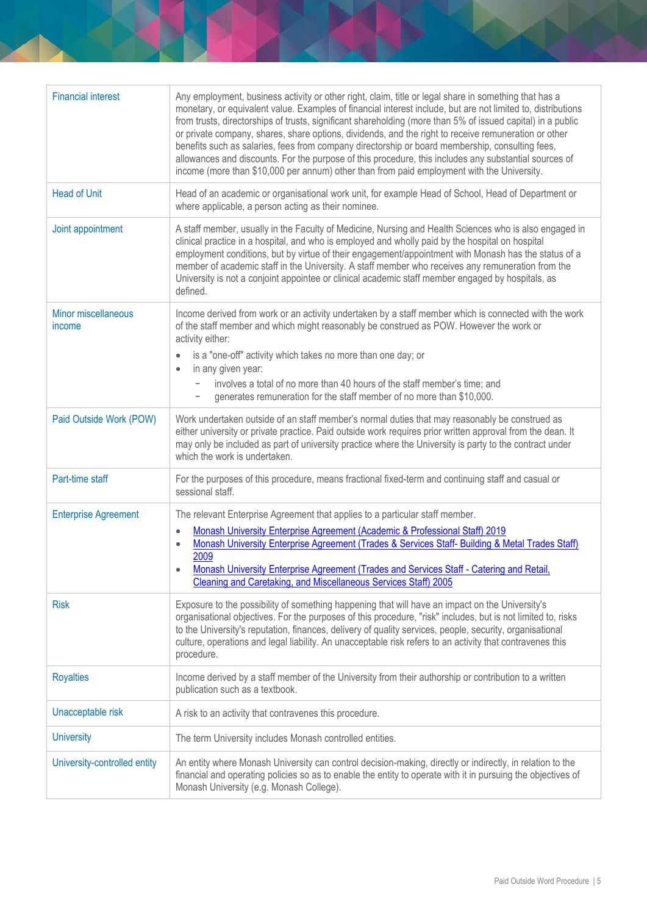| | |
|---|---|
| Financial interest | Any employment, business activity or other right, claim, title or legal share in something that has a monetary, or equivalent value. Examples of financial interest include, but are not limited to, distributions from trusts, directorships of trusts, significant shareholding (more than 5% of issued capital) in a public or private company, shares, share options, dividends, and the right to receive remuneration or other benefits such as salaries, fees from company directorship or board membership, consulting fees, allowances and discounts. For the purpose of this procedure, this includes any substantial sources of income (more than $10,000 per annum) other than from paid employment with the University. |
| Head of Unit | Head of an academic or organisational work unit, for example Head of School, Head of Department or where applicable, a person acting as their nominee. |
| Joint appointment | A staff member, usually in the Faculty of Medicine, Nursing and Health Sciences who is also engaged in clinical practice in a hospital, and who is employed and wholly paid by the hospital on hospital employment conditions, but by virtue of their engagement/appointment with Monash has the status of a member of academic staff in the University. A staff member who receives any remuneration from the University is not a conjoint appointee or clinical academic staff member engaged by hospitals, as defined. |
| Minor miscellaneous income | Income derived from work or an activity undertaken by a staff member which is connected with the work of the staff member and which might reasonably be construed as POW. However the work or activity either:<br>• is a "one-off" activity which takes no more than one day; or<br>• in any given year:<br>&nbsp;&nbsp;− involves a total of no more than 40 hours of the staff member's time; and<br>&nbsp;&nbsp;− generates remuneration for the staff member of no more than $10,000. |
| Paid Outside Work (POW) | Work undertaken outside of an staff member's normal duties that may reasonably be construed as either university or private practice. Paid outside work requires prior written approval from the dean. It may only be included as part of university practice where the University is party to the contract under which the work is undertaken. |
| Part-time staff | For the purposes of this procedure, means fractional fixed-term and continuing staff and casual or sessional staff. |
| Enterprise Agreement | The relevant Enterprise Agreement that applies to a particular staff member.<br>• Monash University Enterprise Agreement (Academic & Professional Staff) 2019<br>• Monash University Enterprise Agreement (Trades & Services Staff- Building & Metal Trades Staff) 2009<br>• Monash University Enterprise Agreement (Trades and Services Staff - Catering and Retail, Cleaning and Caretaking, and Miscellaneous Services Staff) 2005 |
| Risk | Exposure to the possibility of something happening that will have an impact on the University's organisational objectives. For the purposes of this procedure, "risk" includes, but is not limited to, risks to the University's reputation, finances, delivery of quality services, people, security, organisational culture, operations and legal liability. An unacceptable risk refers to an activity that contravenes this procedure. |
| Royalties | Income derived by a staff member of the University from their authorship or contribution to a written publication such as a textbook. |
| Unacceptable risk | A risk to an activity that contravenes this procedure. |
| University | The term University includes Monash controlled entities. |
| University-controlled entity | An entity where Monash University can control decision-making, directly or indirectly, in relation to the financial and operating policies so as to enable the entity to operate with it in pursuing the objectives of Monash University (e.g. Monash College). |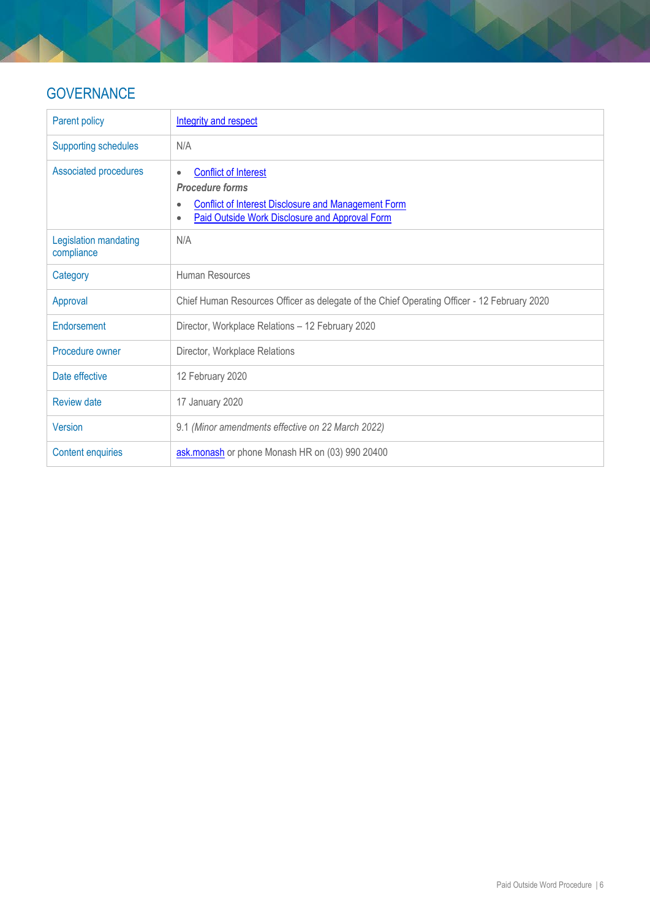## GOVERNANCE

| | |
|---|---|
| Parent policy | [Integrity and respect] |
| Supporting schedules | N/A |
| Associated procedures | • Conflict of Interest<br>***Procedure forms***<br>• Conflict of Interest Disclosure and Management Form<br>• Paid Outside Work Disclosure and Approval Form |
| Legislation mandating compliance | N/A |
| Category | Human Resources |
| Approval | Chief Human Resources Officer as delegate of the Chief Operating Officer - 12 February 2020 |
| Endorsement | Director, Workplace Relations – 12 February 2020 |
| Procedure owner | Director, Workplace Relations |
| Date effective | 12 February 2020 |
| Review date | 17 January 2020 |
| Version | 9.1 *(Minor amendments effective on 22 March 2022)* |
| Content enquiries | ask.monash or phone Monash HR on (03) 990 20400 |